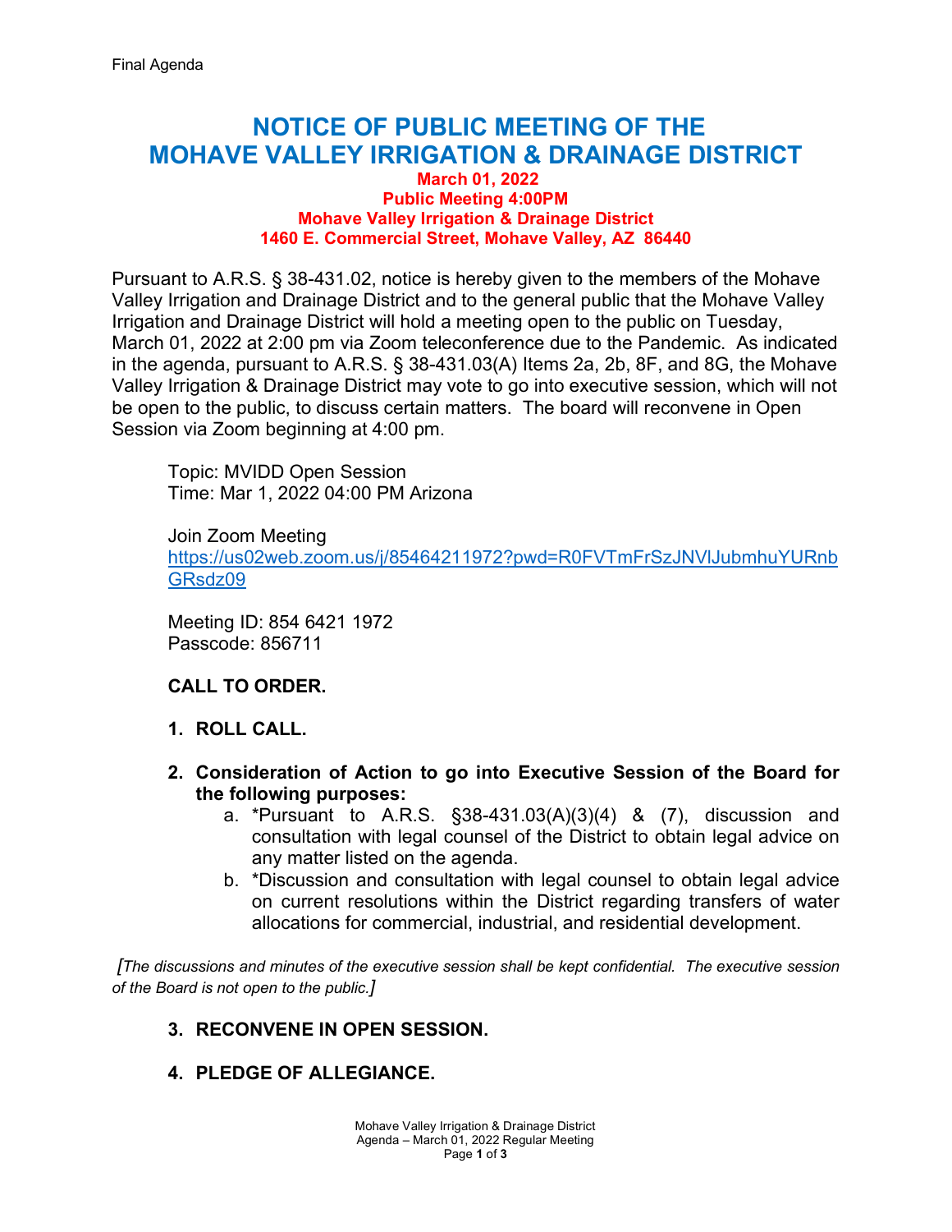Final Agenda

# NOTICE OF PUBLIC MEETING OF THE MOHAVE VALLEY IRRIGATION & DRAINAGE DISTRICT

**March 01, 2022**
**Public Meeting 4:00PM**
**Mohave Valley Irrigation & Drainage District**
**1460 E. Commercial Street, Mohave Valley, AZ 86440**

Pursuant to A.R.S. § 38-431.02, notice is hereby given to the members of the Mohave Valley Irrigation and Drainage District and to the general public that the Mohave Valley Irrigation and Drainage District will hold a meeting open to the public on Tuesday, March 01, 2022 at 2:00 pm via Zoom teleconference due to the Pandemic. As indicated in the agenda, pursuant to A.R.S. § 38-431.03(A) Items 2a, 2b, 8F, and 8G, the Mohave Valley Irrigation & Drainage District may vote to go into executive session, which will not be open to the public, to discuss certain matters. The board will reconvene in Open Session via Zoom beginning at 4:00 pm.

Topic: MVIDD Open Session
Time: Mar 1, 2022 04:00 PM Arizona

Join Zoom Meeting
https://us02web.zoom.us/j/85464211972?pwd=R0FVTmFrSzJNVlJubmhuYURnbGRsdz09

Meeting ID: 854 6421 1972
Passcode: 856711

**CALL TO ORDER.**

1. **ROLL CALL.**

2. **Consideration of Action to go into Executive Session of the Board for the following purposes:**
   a. *Pursuant to A.R.S. §38-431.03(A)(3)(4) & (7), discussion and consultation with legal counsel of the District to obtain legal advice on any matter listed on the agenda.
   b. *Discussion and consultation with legal counsel to obtain legal advice on current resolutions within the District regarding transfers of water allocations for commercial, industrial, and residential development.

*[The discussions and minutes of the executive session shall be kept confidential. The executive session of the Board is not open to the public.]*

3. **RECONVENE IN OPEN SESSION.**

4. **PLEDGE OF ALLEGIANCE.**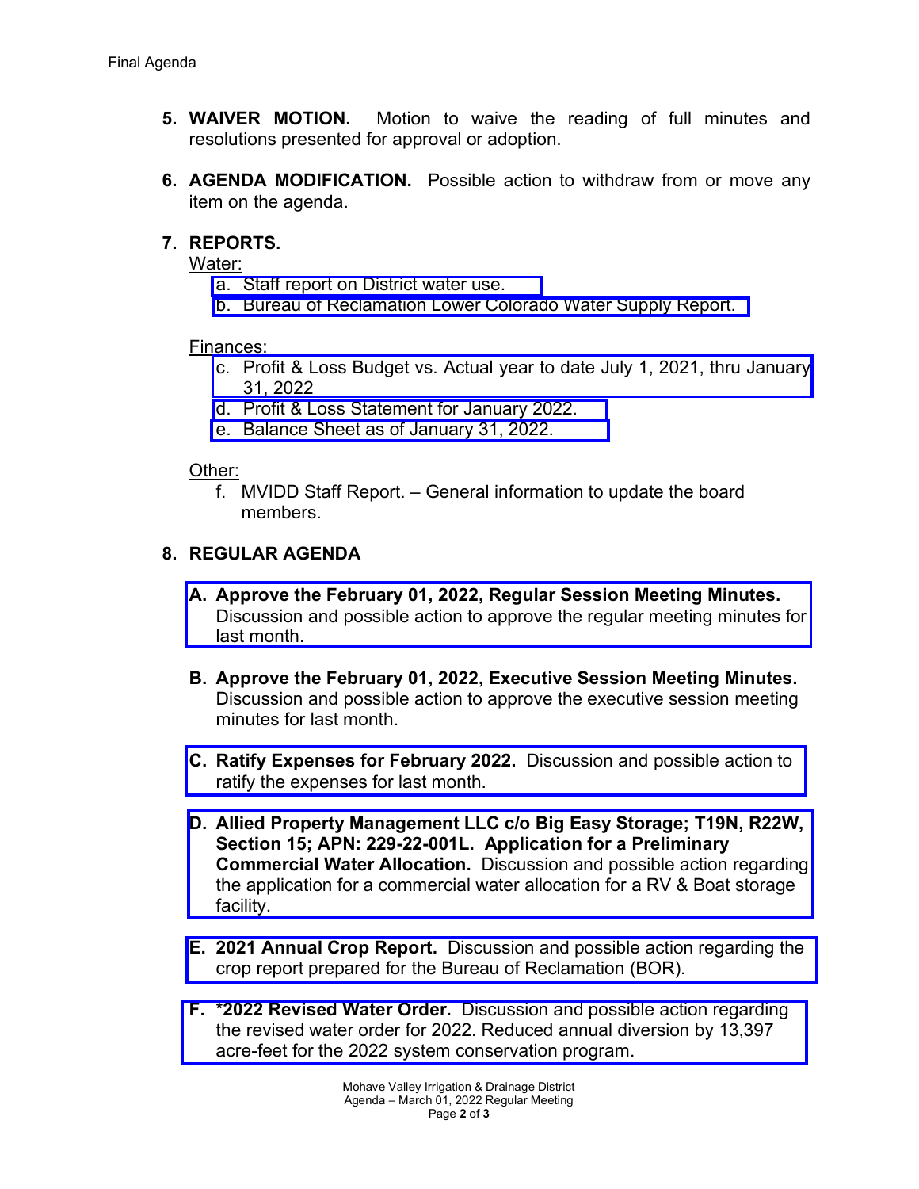5. **WAIVER MOTION.** Motion to waive the reading of full minutes and resolutions presented for approval or adoption.

6. **AGENDA MODIFICATION.** Possible action to withdraw from or move any item on the agenda.

7. **REPORTS.**

   Water:

   a. Staff report on District water use.
   b. Bureau of Reclamation Lower Colorado Water Supply Report.

   Finances:

   c. Profit & Loss Budget vs. Actual year to date July 1, 2021, thru January 31, 2022
   d. Profit & Loss Statement for January 2022.
   e. Balance Sheet as of January 31, 2022.

   Other:

   f. MVIDD Staff Report. – General information to update the board members.

8. **REGULAR AGENDA**

   **A. Approve the February 01, 2022, Regular Session Meeting Minutes.** Discussion and possible action to approve the regular meeting minutes for last month.

   **B. Approve the February 01, 2022, Executive Session Meeting Minutes.** Discussion and possible action to approve the executive session meeting minutes for last month.

   **C. Ratify Expenses for February 2022.** Discussion and possible action to ratify the expenses for last month.

   **D. Allied Property Management LLC c/o Big Easy Storage; T19N, R22W, Section 15; APN: 229-22-001L. Application for a Preliminary Commercial Water Allocation.** Discussion and possible action regarding the application for a commercial water allocation for a RV & Boat storage facility.

   **E. 2021 Annual Crop Report.** Discussion and possible action regarding the crop report prepared for the Bureau of Reclamation (BOR).

   **F. *2022 Revised Water Order.** Discussion and possible action regarding the revised water order for 2022. Reduced annual diversion by 13,397 acre-feet for the 2022 system conservation program.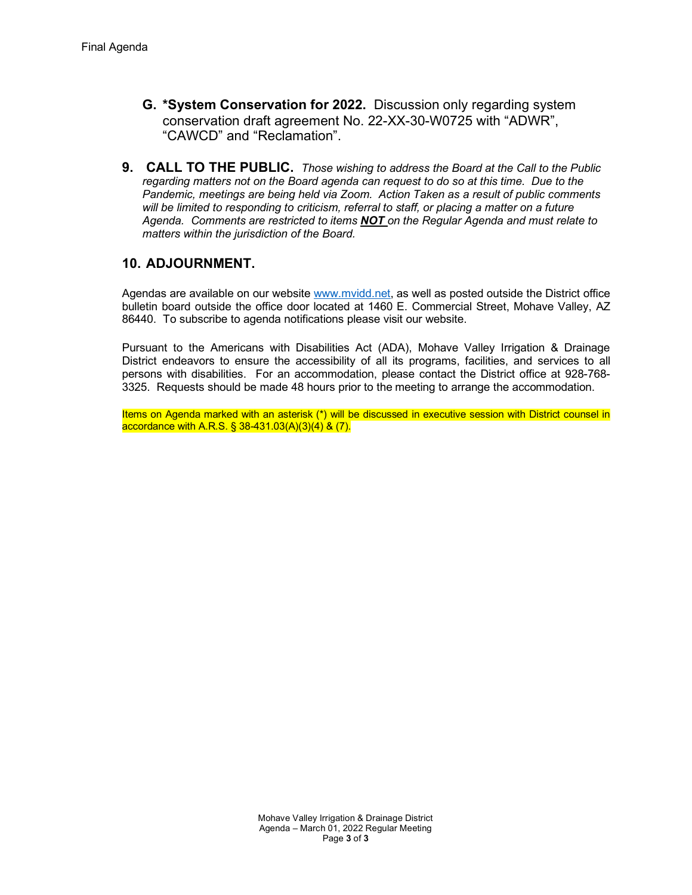G. **\*System Conservation for 2022.** Discussion only regarding system conservation draft agreement No. 22-XX-30-W0725 with “ADWR”, “CAWCD” and “Reclamation”.

## 9. CALL TO THE PUBLIC.

*Those wishing to address the Board at the Call to the Public regarding matters not on the Board agenda can request to do so at this time. Due to the Pandemic, meetings are being held via Zoom. Action Taken as a result of public comments will be limited to responding to criticism, referral to staff, or placing a matter on a future Agenda. Comments are restricted to items* ***NOT*** *on the Regular Agenda and must relate to matters within the jurisdiction of the Board.*

## 10. ADJOURNMENT.

Agendas are available on our website [www.mvidd.net](http://www.mvidd.net), as well as posted outside the District office bulletin board outside the office door located at 1460 E. Commercial Street, Mohave Valley, AZ 86440. To subscribe to agenda notifications please visit our website.

Pursuant to the Americans with Disabilities Act (ADA), Mohave Valley Irrigation & Drainage District endeavors to ensure the accessibility of all its programs, facilities, and services to all persons with disabilities. For an accommodation, please contact the District office at 928-768-3325. Requests should be made 48 hours prior to the meeting to arrange the accommodation.

Items on Agenda marked with an asterisk (*) will be discussed in executive session with District counsel in accordance with A.R.S. § 38-431.03(A)(3)(4) & (7).